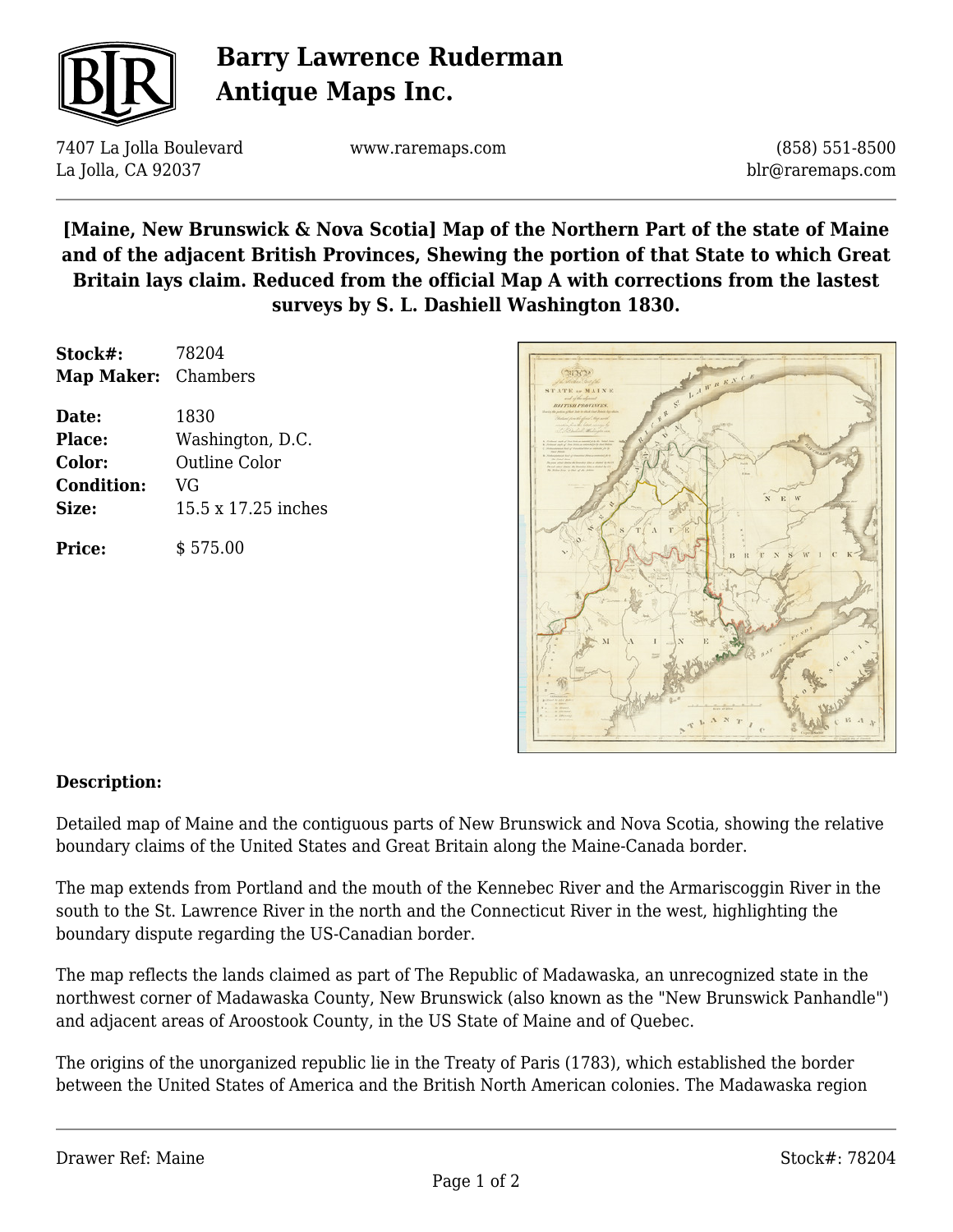# Barry Lawrence Ruderman Antique Maps Inc.

7407 La Jolla Boulevard
La Jolla, CA 92037

www.raremaps.com

(858) 551-8500
blr@raremaps.com

## [Maine, New Brunswick & Nova Scotia] Map of the Northern Part of the state of Maine and of the adjacent British Provinces, Shewing the portion of that State to which Great Britain lays claim. Reduced from the official Map A with corrections from the lastest surveys by S. L. Dashiell Washington 1830.

**Stock#:** 78204
**Map Maker:** Chambers

**Date:** 1830
**Place:** Washington, D.C.
**Color:** Outline Color
**Condition:** VG
**Size:** 15.5 x 17.25 inches

**Price:** $ 575.00

### Description:

Detailed map of Maine and the contiguous parts of New Brunswick and Nova Scotia, showing the relative boundary claims of the United States and Great Britain along the Maine-Canada border.

The map extends from Portland and the mouth of the Kennebec River and the Armariscoggin River in the south to the St. Lawrence River in the north and the Connecticut River in the west, highlighting the boundary dispute regarding the US-Canadian border.

The map reflects the lands claimed as part of The Republic of Madawaska, an unrecognized state in the northwest corner of Madawaska County, New Brunswick (also known as the "New Brunswick Panhandle") and adjacent areas of Aroostook County, in the US State of Maine and of Quebec.

The origins of the unorganized republic lie in the Treaty of Paris (1783), which established the border between the United States of America and the British North American colonies. The Madawaska region

Drawer Ref: Maine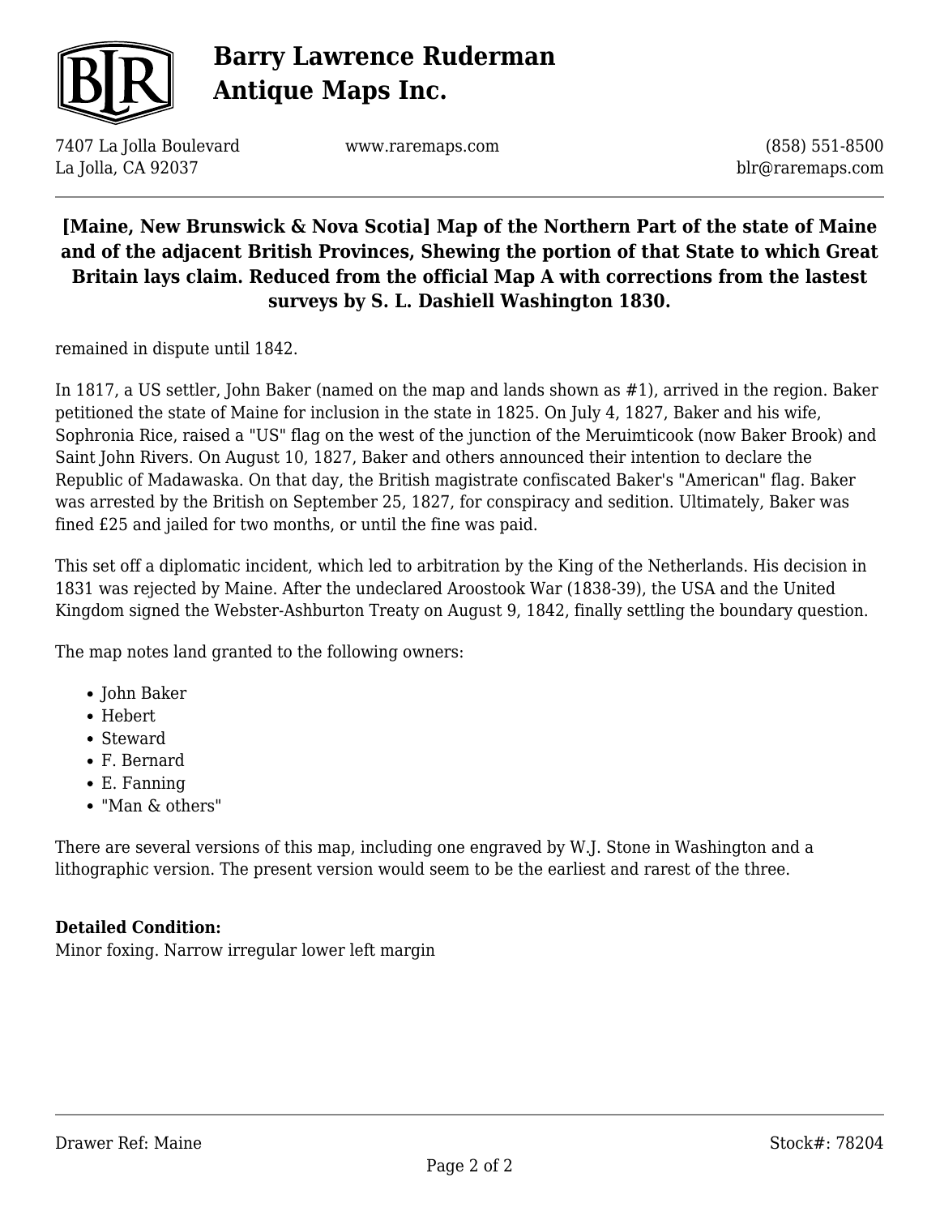**[Maine, New Brunswick & Nova Scotia] Map of the Northern Part of the state of Maine and of the adjacent British Provinces, Shewing the portion of that State to which Great Britain lays claim. Reduced from the official Map A with corrections from the lastest surveys by S. L. Dashiell Washington 1830.**

remained in dispute until 1842.

In 1817, a US settler, John Baker (named on the map and lands shown as #1), arrived in the region. Baker petitioned the state of Maine for inclusion in the state in 1825. On July 4, 1827, Baker and his wife, Sophronia Rice, raised a "US" flag on the west of the junction of the Meruimticook (now Baker Brook) and Saint John Rivers. On August 10, 1827, Baker and others announced their intention to declare the Republic of Madawaska. On that day, the British magistrate confiscated Baker's "American" flag. Baker was arrested by the British on September 25, 1827, for conspiracy and sedition. Ultimately, Baker was fined £25 and jailed for two months, or until the fine was paid.

This set off a diplomatic incident, which led to arbitration by the King of the Netherlands. His decision in 1831 was rejected by Maine. After the undeclared Aroostook War (1838-39), the USA and the United Kingdom signed the Webster-Ashburton Treaty on August 9, 1842, finally settling the boundary question.

The map notes land granted to the following owners:

- John Baker
- Hebert
- Steward
- F. Bernard
- E. Fanning
- "Man & others"

There are several versions of this map, including one engraved by W.J. Stone in Washington and a lithographic version. The present version would seem to be the earliest and rarest of the three.

**Detailed Condition:**
Minor foxing. Narrow irregular lower left margin